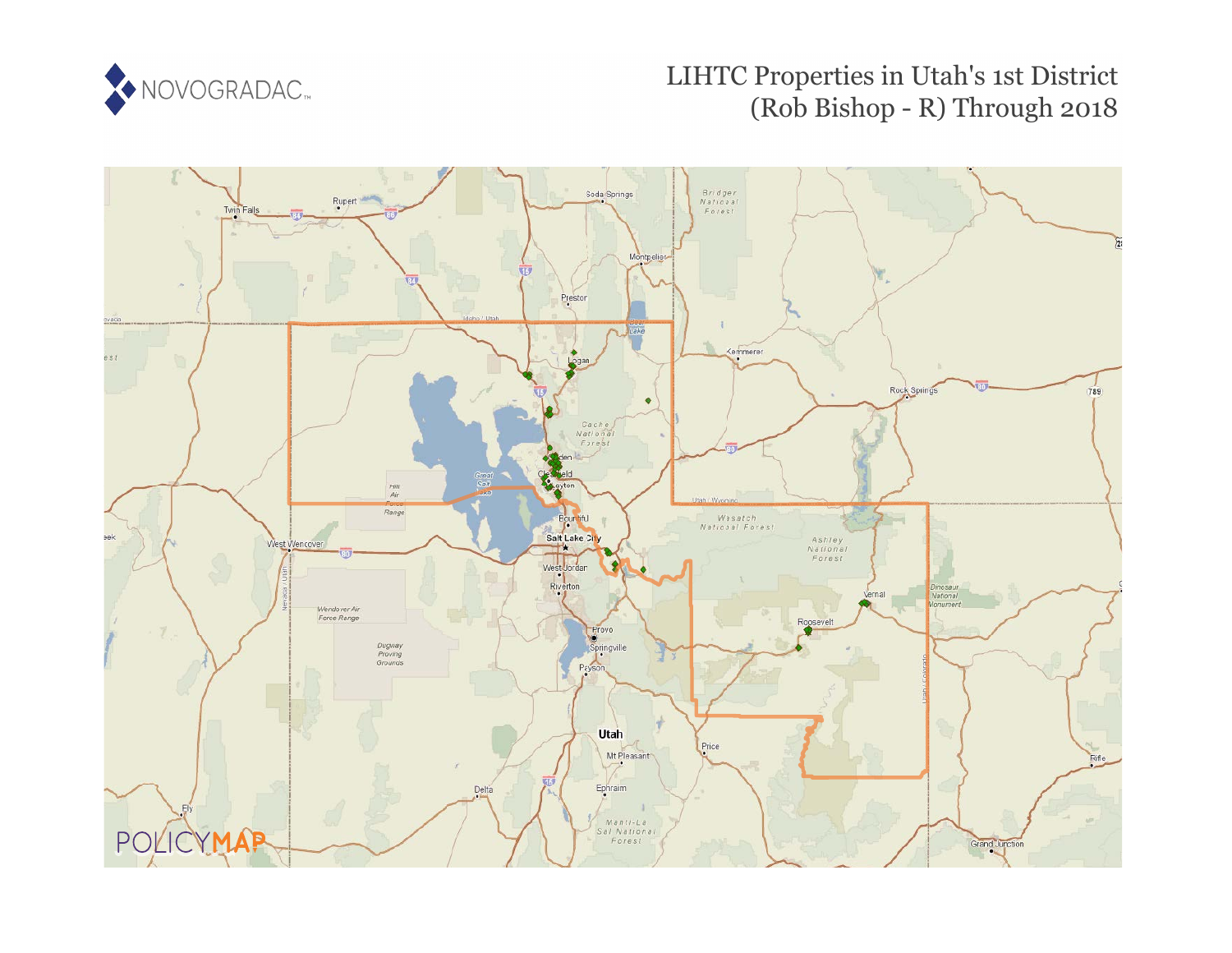# LIHTC Properties in Utah's 1st District (Rob Bishop - R) Through 2018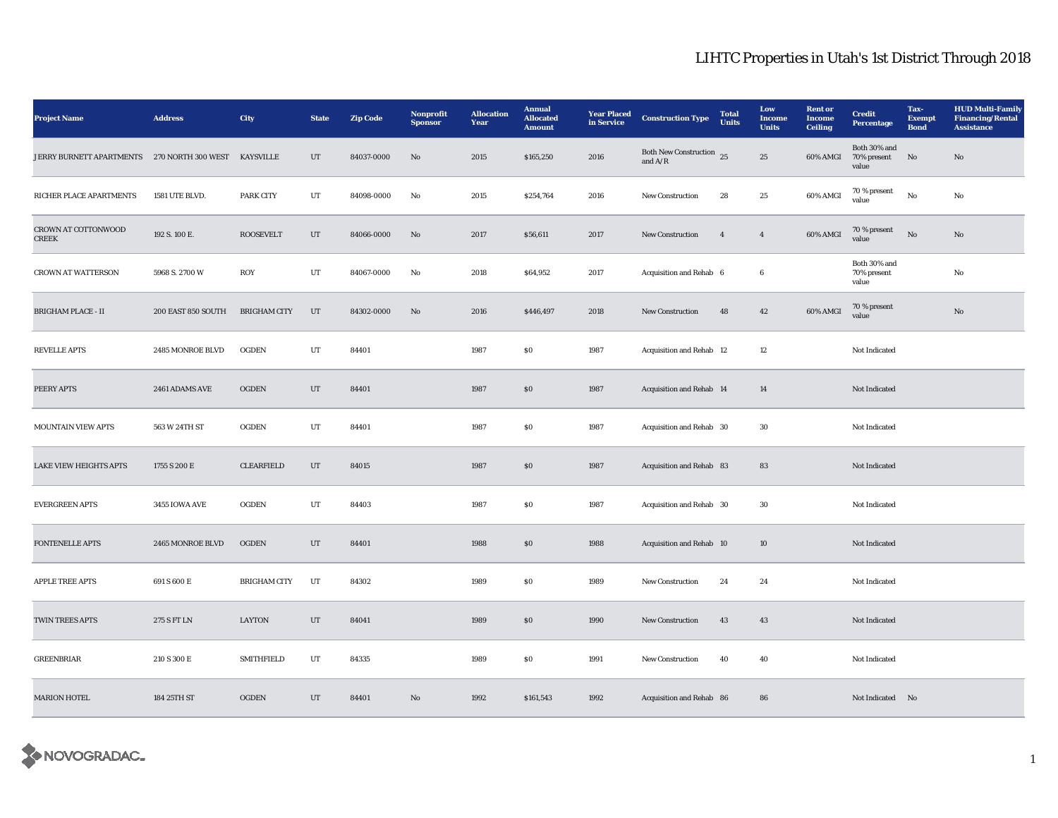# LIHTC Properties in Utah's 1st District Through 2018

| Project Name | Address | City | State | Zip Code | Nonprofit Sponsor | Allocation Year | Annual Allocated Amount | Year Placed in Service | Construction Type | Total Units | Low Income Units | Rent or Income Ceiling | Credit Percentage | Tax-Exempt Bond | HUD Multi-Family Financing/Rental Assistance |
|---|---|---|---|---|---|---|---|---|---|---|---|---|---|---|---|
| JERRY BURNETT APARTMENTS | 270 NORTH 300 WEST | KAYSVILLE | UT | 84037-0000 | No | 2015 | $165,250 | 2016 | Both New Construction and A/R | 25 | 25 | 60% AMGI | Both 30% and 70% present value | No | No |
| RICHER PLACE APARTMENTS | 1581 UTE BLVD. | PARK CITY | UT | 84098-0000 | No | 2015 | $254,764 | 2016 | New Construction | 28 | 25 | 60% AMGI | 70 % present value | No | No |
| CROWN AT COTTONWOOD CREEK | 192 S. 100 E. | ROOSEVELT | UT | 84066-0000 | No | 2017 | $56,611 | 2017 | New Construction | 4 | 4 | 60% AMGI | 70 % present value | No | No |
| CROWN AT WATTERSON | 5968 S. 2700 W | ROY | UT | 84067-0000 | No | 2018 | $64,952 | 2017 | Acquisition and Rehab | 6 | 6 | | Both 30% and 70% present value | | No |
| BRIGHAM PLACE - II | 200 EAST 850 SOUTH | BRIGHAM CITY | UT | 84302-0000 | No | 2016 | $446,497 | 2018 | New Construction | 48 | 42 | 60% AMGI | 70 % present value | | No |
| REVELLE APTS | 2485 MONROE BLVD | OGDEN | UT | 84401 | | 1987 | $0 | 1987 | Acquisition and Rehab | 12 | 12 | | Not Indicated | | |
| PEERY APTS | 2461 ADAMS AVE | OGDEN | UT | 84401 | | 1987 | $0 | 1987 | Acquisition and Rehab | 14 | 14 | | Not Indicated | | |
| MOUNTAIN VIEW APTS | 563 W 24TH ST | OGDEN | UT | 84401 | | 1987 | $0 | 1987 | Acquisition and Rehab | 30 | 30 | | Not Indicated | | |
| LAKE VIEW HEIGHTS APTS | 1755 S 200 E | CLEARFIELD | UT | 84015 | | 1987 | $0 | 1987 | Acquisition and Rehab | 83 | 83 | | Not Indicated | | |
| EVERGREEN APTS | 3455 IOWA AVE | OGDEN | UT | 84403 | | 1987 | $0 | 1987 | Acquisition and Rehab | 30 | 30 | | Not Indicated | | |
| FONTENELLE APTS | 2465 MONROE BLVD | OGDEN | UT | 84401 | | 1988 | $0 | 1988 | Acquisition and Rehab | 10 | 10 | | Not Indicated | | |
| APPLE TREE APTS | 691 S 600 E | BRIGHAM CITY | UT | 84302 | | 1989 | $0 | 1989 | New Construction | 24 | 24 | | Not Indicated | | |
| TWIN TREES APTS | 275 S FT LN | LAYTON | UT | 84041 | | 1989 | $0 | 1990 | New Construction | 43 | 43 | | Not Indicated | | |
| GREENBRIAR | 210 S 300 E | SMITHFIELD | UT | 84335 | | 1989 | $0 | 1991 | New Construction | 40 | 40 | | Not Indicated | | |
| MARION HOTEL | 184 25TH ST | OGDEN | UT | 84401 | No | 1992 | $161,543 | 1992 | Acquisition and Rehab | 86 | 86 | | Not Indicated | No | |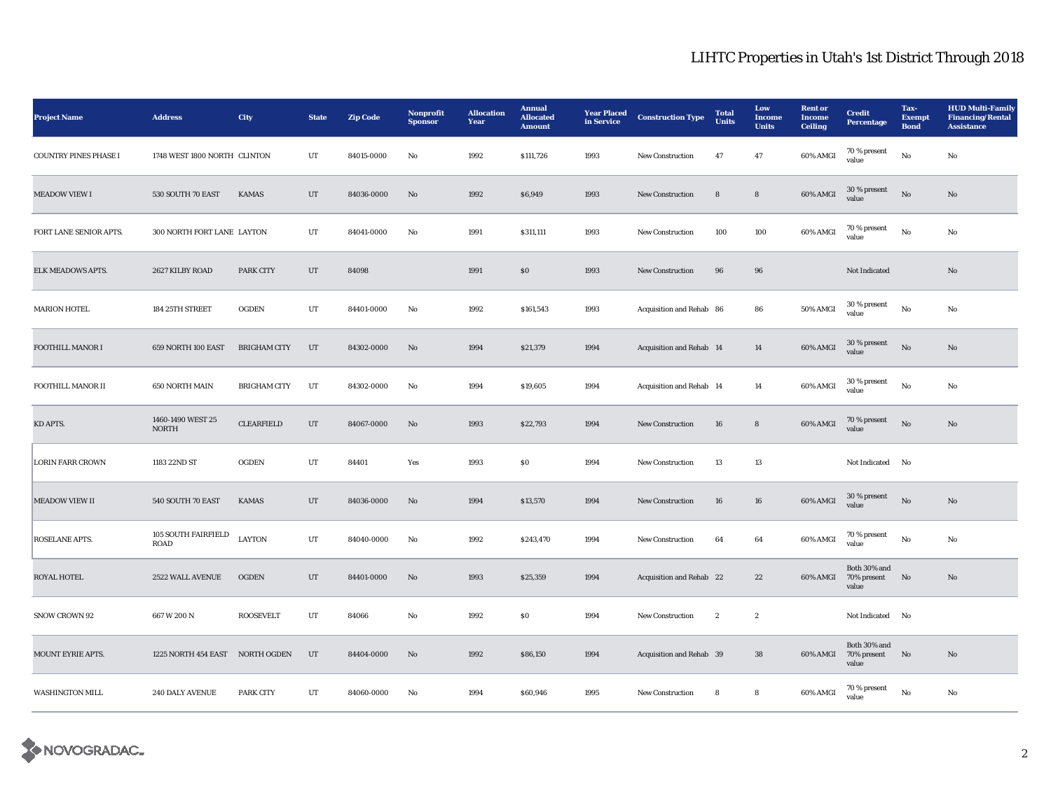# LIHTC Properties in Utah's 1st District Through 2018

| Project Name | Address | City | State | Zip Code | Nonprofit Sponsor | Allocation Year | Annual Allocated Amount | Year Placed in Service | Construction Type | Total Units | Low Income Units | Rent or Income Ceiling | Credit Percentage | Tax-Exempt Bond | HUD Multi-Family Financing/Rental Assistance |
|---|---|---|---|---|---|---|---|---|---|---|---|---|---|---|---|
| COUNTRY PINES PHASE I | 1748 WEST 1800 NORTH | CLINTON | UT | 84015-0000 | No | 1992 | $111,726 | 1993 | New Construction | 47 | 47 | 60% AMGI | 70 % present value | No | No |
| MEADOW VIEW I | 530 SOUTH 70 EAST | KAMAS | UT | 84036-0000 | No | 1992 | $6,949 | 1993 | New Construction | 8 | 8 | 60% AMGI | 30 % present value | No | No |
| FORT LANE SENIOR APTS. | 300 NORTH FORT LANE | LAYTON | UT | 84041-0000 | No | 1991 | $311,111 | 1993 | New Construction | 100 | 100 | 60% AMGI | 70 % present value | No | No |
| ELK MEADOWS APTS. | 2627 KILBY ROAD | PARK CITY | UT | 84098 | | 1991 | $0 | 1993 | New Construction | 96 | 96 | | Not Indicated | | No |
| MARION HOTEL | 184 25TH STREET | OGDEN | UT | 84401-0000 | No | 1992 | $161,543 | 1993 | Acquisition and Rehab | 86 | 86 | 50% AMGI | 30 % present value | No | No |
| FOOTHILL MANOR I | 659 NORTH 100 EAST | BRIGHAM CITY | UT | 84302-0000 | No | 1994 | $21,379 | 1994 | Acquisition and Rehab | 14 | 14 | 60% AMGI | 30 % present value | No | No |
| FOOTHILL MANOR II | 650 NORTH MAIN | BRIGHAM CITY | UT | 84302-0000 | No | 1994 | $19,605 | 1994 | Acquisition and Rehab | 14 | 14 | 60% AMGI | 30 % present value | No | No |
| KD APTS. | 1460-1490 WEST 25 NORTH | CLEARFIELD | UT | 84067-0000 | No | 1993 | $22,793 | 1994 | New Construction | 16 | 8 | 60% AMGI | 70 % present value | No | No |
| LORIN FARR CROWN | 1183 22ND ST | OGDEN | UT | 84401 | Yes | 1993 | $0 | 1994 | New Construction | 13 | 13 | | Not Indicated | No | |
| MEADOW VIEW II | 540 SOUTH 70 EAST | KAMAS | UT | 84036-0000 | No | 1994 | $13,570 | 1994 | New Construction | 16 | 16 | 60% AMGI | 30 % present value | No | No |
| ROSELANE APTS. | 105 SOUTH FAIRFIELD ROAD | LAYTON | UT | 84040-0000 | No | 1992 | $243,470 | 1994 | New Construction | 64 | 64 | 60% AMGI | 70 % present value | No | No |
| ROYAL HOTEL | 2522 WALL AVENUE | OGDEN | UT | 84401-0000 | No | 1993 | $25,359 | 1994 | Acquisition and Rehab | 22 | 22 | 60% AMGI | Both 30% and 70% present value | No | No |
| SNOW CROWN 92 | 667 W 200 N | ROOSEVELT | UT | 84066 | No | 1992 | $0 | 1994 | New Construction | 2 | 2 | | Not Indicated | No | |
| MOUNT EYRIE APTS. | 1225 NORTH 454 EAST | NORTH OGDEN | UT | 84404-0000 | No | 1992 | $86,150 | 1994 | Acquisition and Rehab | 39 | 38 | 60% AMGI | Both 30% and 70% present value | No | No |
| WASHINGTON MILL | 240 DALY AVENUE | PARK CITY | UT | 84060-0000 | No | 1994 | $60,946 | 1995 | New Construction | 8 | 8 | 60% AMGI | 70 % present value | No | No |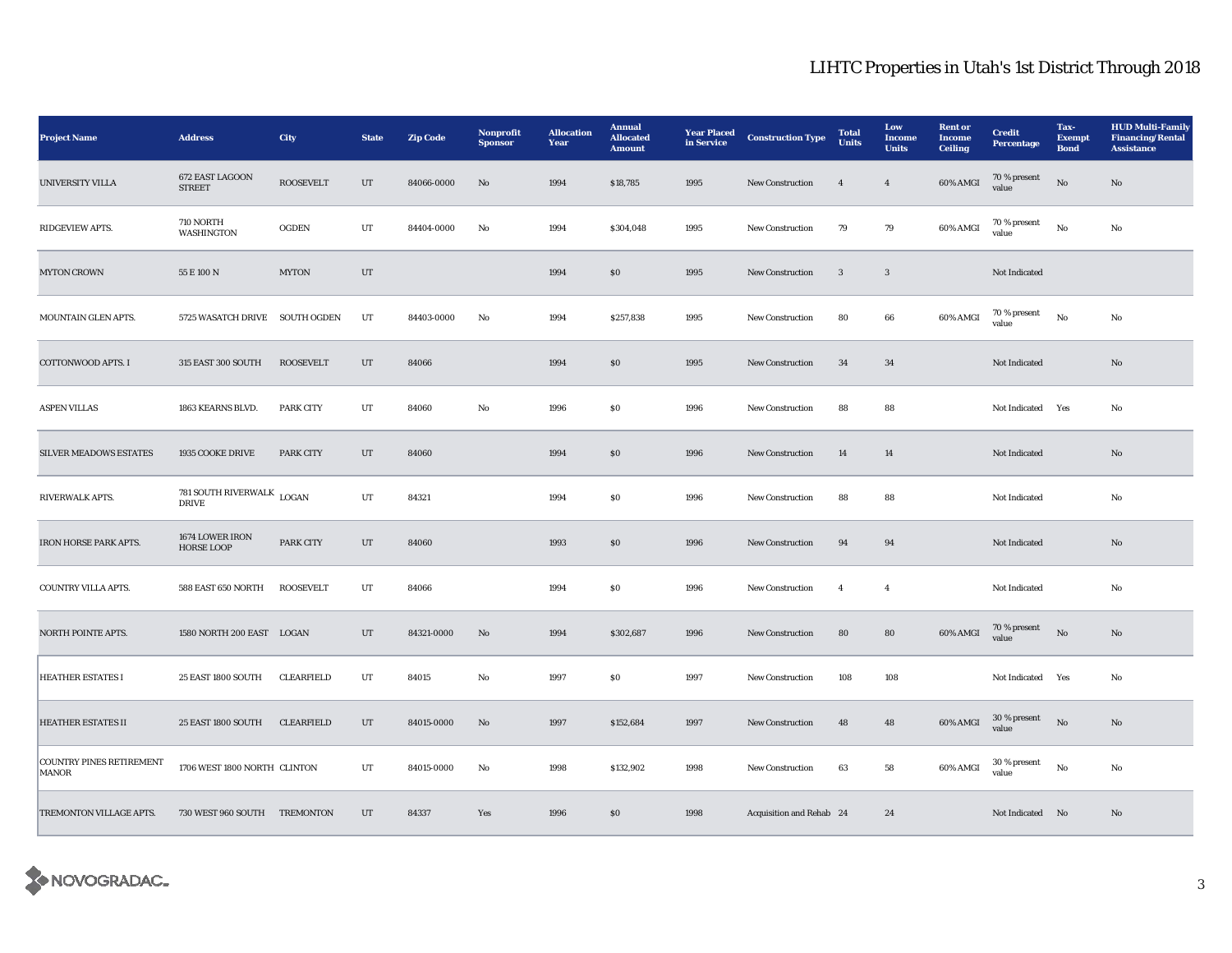# LIHTC Properties in Utah's 1st District Through 2018

| Project Name | Address | City | State | Zip Code | Nonprofit Sponsor | Allocation Year | Annual Allocated Amount | Year Placed in Service | Construction Type | Total Units | Low Income Units | Rent or Income Ceiling | Credit Percentage | Tax-Exempt Bond | HUD Multi-Family Financing/Rental Assistance |
|---|---|---|---|---|---|---|---|---|---|---|---|---|---|---|---|
| UNIVERSITY VILLA | 672 EAST LAGOON STREET | ROOSEVELT | UT | 84066-0000 | No | 1994 | $18,785 | 1995 | New Construction | 4 | 4 | 60% AMGI | 70 % present value | No | No |
| RIDGEVIEW APTS. | 710 NORTH WASHINGTON | OGDEN | UT | 84404-0000 | No | 1994 | $304,048 | 1995 | New Construction | 79 | 79 | 60% AMGI | 70 % present value | No | No |
| MYTON CROWN | 55 E 100 N | MYTON | UT | | | 1994 | $0 | 1995 | New Construction | 3 | 3 | | Not Indicated | | |
| MOUNTAIN GLEN APTS. | 5725 WASATCH DRIVE | SOUTH OGDEN | UT | 84403-0000 | No | 1994 | $257,838 | 1995 | New Construction | 80 | 66 | 60% AMGI | 70 % present value | No | No |
| COTTONWOOD APTS. I | 315 EAST 300 SOUTH | ROOSEVELT | UT | 84066 | | 1994 | $0 | 1995 | New Construction | 34 | 34 | | Not Indicated | | No |
| ASPEN VILLAS | 1863 KEARNS BLVD. | PARK CITY | UT | 84060 | No | 1996 | $0 | 1996 | New Construction | 88 | 88 | | Not Indicated | Yes | No |
| SILVER MEADOWS ESTATES | 1935 COOKE DRIVE | PARK CITY | UT | 84060 | | 1994 | $0 | 1996 | New Construction | 14 | 14 | | Not Indicated | | No |
| RIVERWALK APTS. | 781 SOUTH RIVERWALK DRIVE | LOGAN | UT | 84321 | | 1994 | $0 | 1996 | New Construction | 88 | 88 | | Not Indicated | | No |
| IRON HORSE PARK APTS. | 1674 LOWER IRON HORSE LOOP | PARK CITY | UT | 84060 | | 1993 | $0 | 1996 | New Construction | 94 | 94 | | Not Indicated | | No |
| COUNTRY VILLA APTS. | 588 EAST 650 NORTH | ROOSEVELT | UT | 84066 | | 1994 | $0 | 1996 | New Construction | 4 | 4 | | Not Indicated | | No |
| NORTH POINTE APTS. | 1580 NORTH 200 EAST | LOGAN | UT | 84321-0000 | No | 1994 | $302,687 | 1996 | New Construction | 80 | 80 | 60% AMGI | 70 % present value | No | No |
| HEATHER ESTATES I | 25 EAST 1800 SOUTH | CLEARFIELD | UT | 84015 | No | 1997 | $0 | 1997 | New Construction | 108 | 108 | | Not Indicated | Yes | No |
| HEATHER ESTATES II | 25 EAST 1800 SOUTH | CLEARFIELD | UT | 84015-0000 | No | 1997 | $152,684 | 1997 | New Construction | 48 | 48 | 60% AMGI | 30 % present value | No | No |
| COUNTRY PINES RETIREMENT MANOR | 1706 WEST 1800 NORTH | CLINTON | UT | 84015-0000 | No | 1998 | $132,902 | 1998 | New Construction | 63 | 58 | 60% AMGI | 30 % present value | No | No |
| TREMONTON VILLAGE APTS. | 730 WEST 960 SOUTH | TREMONTON | UT | 84337 | Yes | 1996 | $0 | 1998 | Acquisition and Rehab | 24 | 24 | | Not Indicated | No | No |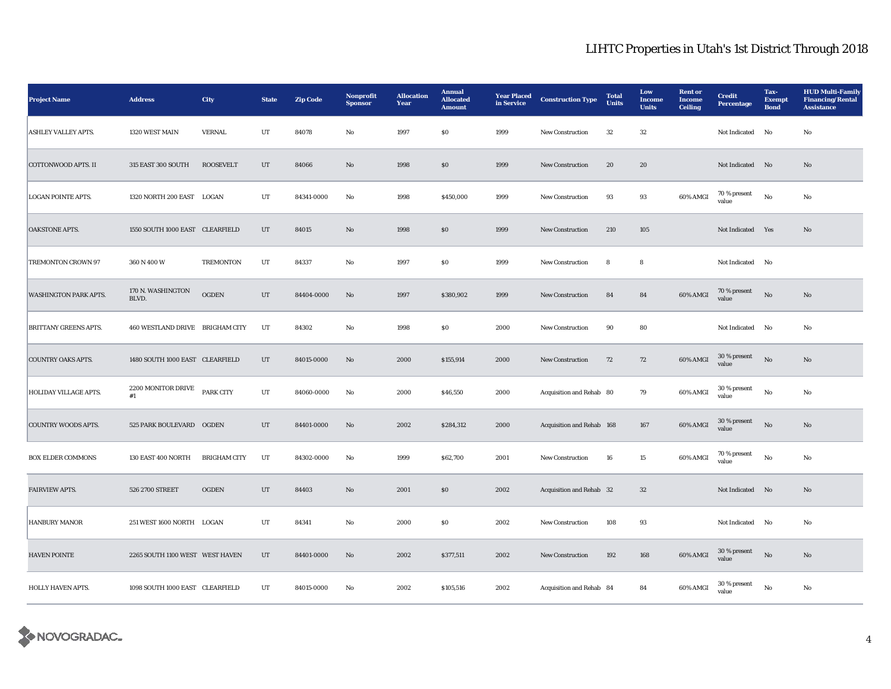# LIHTC Properties in Utah's 1st District Through 2018

| Project Name | Address | City | State | Zip Code | Nonprofit Sponsor | Allocation Year | Annual Allocated Amount | Year Placed in Service | Construction Type | Total Units | Low Income Units | Rent or Income Ceiling | Credit Percentage | Tax-Exempt Bond | HUD Multi-Family Financing/Rental Assistance |
|---|---|---|---|---|---|---|---|---|---|---|---|---|---|---|---|
| ASHLEY VALLEY APTS. | 1320 WEST MAIN | VERNAL | UT | 84078 | No | 1997 | $0 | 1999 | New Construction | 32 | 32 | | Not Indicated | No | No |
| COTTONWOOD APTS. II | 315 EAST 300 SOUTH | ROOSEVELT | UT | 84066 | No | 1998 | $0 | 1999 | New Construction | 20 | 20 | | Not Indicated | No | No |
| LOGAN POINTE APTS. | 1320 NORTH 200 EAST | LOGAN | UT | 84341-0000 | No | 1998 | $450,000 | 1999 | New Construction | 93 | 93 | 60% AMGI | 70 % present value | No | No |
| OAKSTONE APTS. | 1550 SOUTH 1000 EAST | CLEARFIELD | UT | 84015 | No | 1998 | $0 | 1999 | New Construction | 210 | 105 | | Not Indicated | Yes | No |
| TREMONTON CROWN 97 | 360 N 400 W | TREMONTON | UT | 84337 | No | 1997 | $0 | 1999 | New Construction | 8 | 8 | | Not Indicated | No | |
| WASHINGTON PARK APTS. | 170 N. WASHINGTON BLVD. | OGDEN | UT | 84404-0000 | No | 1997 | $380,902 | 1999 | New Construction | 84 | 84 | 60% AMGI | 70 % present value | No | No |
| BRITTANY GREENS APTS. | 460 WESTLAND DRIVE | BRIGHAM CITY | UT | 84302 | No | 1998 | $0 | 2000 | New Construction | 90 | 80 | | Not Indicated | No | No |
| COUNTRY OAKS APTS. | 1480 SOUTH 1000 EAST | CLEARFIELD | UT | 84015-0000 | No | 2000 | $155,914 | 2000 | New Construction | 72 | 72 | 60% AMGI | 30 % present value | No | No |
| HOLIDAY VILLAGE APTS. | 2200 MONITOR DRIVE #1 | PARK CITY | UT | 84060-0000 | No | 2000 | $46,550 | 2000 | Acquisition and Rehab | 80 | 79 | 60% AMGI | 30 % present value | No | No |
| COUNTRY WOODS APTS. | 525 PARK BOULEVARD | OGDEN | UT | 84401-0000 | No | 2002 | $284,312 | 2000 | Acquisition and Rehab | 168 | 167 | 60% AMGI | 30 % present value | No | No |
| BOX ELDER COMMONS | 130 EAST 400 NORTH | BRIGHAM CITY | UT | 84302-0000 | No | 1999 | $62,700 | 2001 | New Construction | 16 | 15 | 60% AMGI | 70 % present value | No | No |
| FAIRVIEW APTS. | 526 2700 STREET | OGDEN | UT | 84403 | No | 2001 | $0 | 2002 | Acquisition and Rehab | 32 | 32 | | Not Indicated | No | No |
| HANBURY MANOR | 251 WEST 1600 NORTH | LOGAN | UT | 84341 | No | 2000 | $0 | 2002 | New Construction | 108 | 93 | | Not Indicated | No | No |
| HAVEN POINTE | 2265 SOUTH 1100 WEST | WEST HAVEN | UT | 84401-0000 | No | 2002 | $377,511 | 2002 | New Construction | 192 | 168 | 60% AMGI | 30 % present value | No | No |
| HOLLY HAVEN APTS. | 1098 SOUTH 1000 EAST | CLEARFIELD | UT | 84015-0000 | No | 2002 | $105,516 | 2002 | Acquisition and Rehab | 84 | 84 | 60% AMGI | 30 % present value | No | No |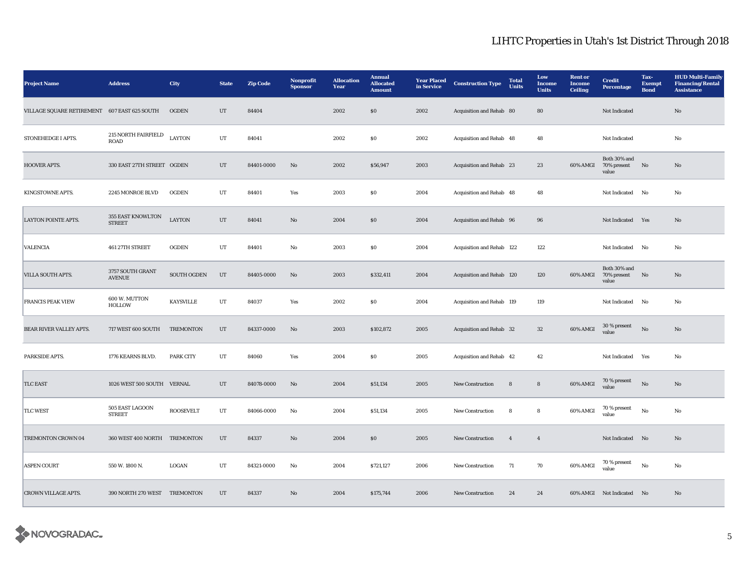# LIHTC Properties in Utah's 1st District Through 2018

| Project Name | Address | City | State | Zip Code | Nonprofit Sponsor | Allocation Year | Annual Allocated Amount | Year Placed in Service | Construction Type | Total Units | Low Income Units | Rent or Income Ceiling | Credit Percentage | Tax-Exempt Bond | HUD Multi-Family Financing/Rental Assistance |
|---|---|---|---|---|---|---|---|---|---|---|---|---|---|---|---|
| VILLAGE SQUARE RETIREMENT | 607 EAST 625 SOUTH | OGDEN | UT | 84404 | | 2002 | $0 | 2002 | Acquisition and Rehab | 80 | 80 | | Not Indicated | | No |
| STONEHEDGE I APTS. | 215 NORTH FAIRFIELD ROAD | LAYTON | UT | 84041 | | 2002 | $0 | 2002 | Acquisition and Rehab | 48 | 48 | | Not Indicated | | No |
| HOOVER APTS. | 330 EAST 27TH STREET | OGDEN | UT | 84401-0000 | No | 2002 | $56,947 | 2003 | Acquisition and Rehab | 23 | 23 | 60% AMGI | Both 30% and 70% present value | No | No |
| KINGSTOWNE APTS. | 2245 MONROE BLVD | OGDEN | UT | 84401 | Yes | 2003 | $0 | 2004 | Acquisition and Rehab | 48 | 48 | | Not Indicated | No | No |
| LAYTON POINTE APTS. | 355 EAST KNOWLTON STREET | LAYTON | UT | 84041 | No | 2004 | $0 | 2004 | Acquisition and Rehab | 96 | 96 | | Not Indicated | Yes | No |
| VALENCIA | 461 27TH STREET | OGDEN | UT | 84401 | No | 2003 | $0 | 2004 | Acquisition and Rehab | 122 | 122 | | Not Indicated | No | No |
| VILLA SOUTH APTS. | 3757 SOUTH GRANT AVENUE | SOUTH OGDEN | UT | 84405-0000 | No | 2003 | $332,411 | 2004 | Acquisition and Rehab | 120 | 120 | 60% AMGI | Both 30% and 70% present value | No | No |
| FRANCIS PEAK VIEW | 600 W. MUTTON HOLLOW | KAYSVILLE | UT | 84037 | Yes | 2002 | $0 | 2004 | Acquisition and Rehab | 119 | 119 | | Not Indicated | No | No |
| BEAR RIVER VALLEY APTS. | 717 WEST 600 SOUTH | TREMONTON | UT | 84337-0000 | No | 2003 | $102,872 | 2005 | Acquisition and Rehab | 32 | 32 | 60% AMGI | 30 % present value | No | No |
| PARKSIDE APTS. | 1776 KEARNS BLVD. | PARK CITY | UT | 84060 | Yes | 2004 | $0 | 2005 | Acquisition and Rehab | 42 | 42 | | Not Indicated | Yes | No |
| TLC EAST | 1026 WEST 500 SOUTH | VERNAL | UT | 84078-0000 | No | 2004 | $51,134 | 2005 | New Construction | 8 | 8 | 60% AMGI | 70 % present value | No | No |
| TLC WEST | 505 EAST LAGOON STREET | ROOSEVELT | UT | 84066-0000 | No | 2004 | $51,134 | 2005 | New Construction | 8 | 8 | 60% AMGI | 70 % present value | No | No |
| TREMONTON CROWN 04 | 360 WEST 400 NORTH | TREMONTON | UT | 84337 | No | 2004 | $0 | 2005 | New Construction | 4 | 4 | | Not Indicated | No | No |
| ASPEN COURT | 550 W. 1800 N. | LOGAN | UT | 84321-0000 | No | 2004 | $721,127 | 2006 | New Construction | 71 | 70 | 60% AMGI | 70 % present value | No | No |
| CROWN VILLAGE APTS. | 390 NORTH 270 WEST | TREMONTON | UT | 84337 | No | 2004 | $175,744 | 2006 | New Construction | 24 | 24 | 60% AMGI | Not Indicated | No | No |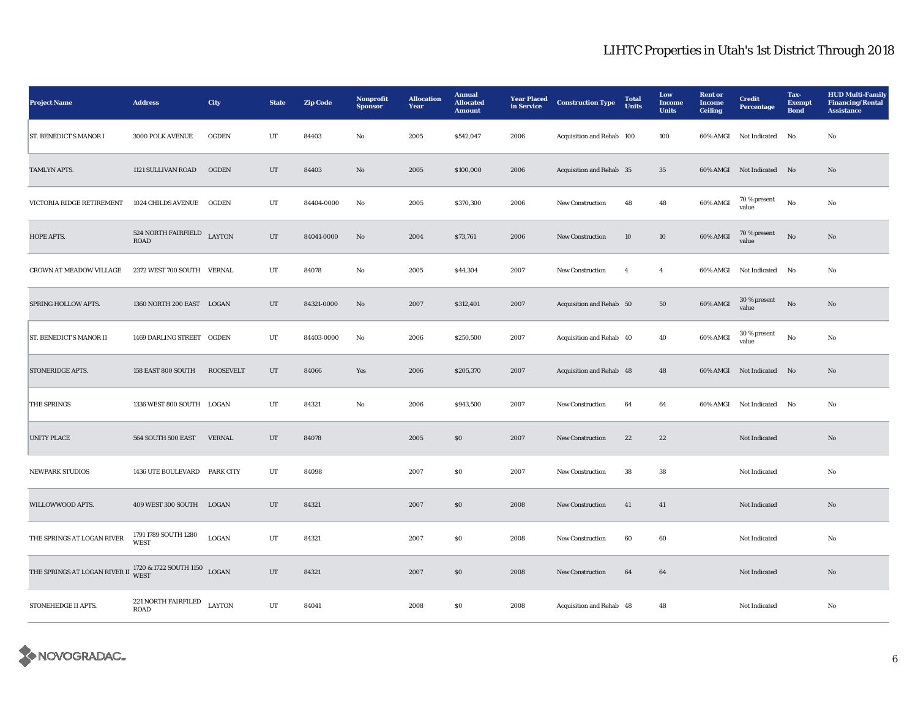# LIHTC Properties in Utah's 1st District Through 2018

| Project Name | Address | City | State | Zip Code | Nonprofit Sponsor | Allocation Year | Annual Allocated Amount | Year Placed in Service | Construction Type | Total Units | Low Income Units | Rent or Income Ceiling | Credit Percentage | Tax-Exempt Bond | HUD Multi-Family Financing/Rental Assistance |
|---|---|---|---|---|---|---|---|---|---|---|---|---|---|---|---|
| ST. BENEDICT'S MANOR I | 3000 POLK AVENUE | OGDEN | UT | 84403 | No | 2005 | $542,047 | 2006 | Acquisition and Rehab | 100 | 100 | 60% AMGI | Not Indicated | No | No |
| TAMLYN APTS. | 1121 SULLIVAN ROAD | OGDEN | UT | 84403 | No | 2005 | $100,000 | 2006 | Acquisition and Rehab | 35 | 35 | 60% AMGI | Not Indicated | No | No |
| VICTORIA RIDGE RETIREMENT | 1024 CHILDS AVENUE | OGDEN | UT | 84404-0000 | No | 2005 | $370,300 | 2006 | New Construction | 48 | 48 | 60% AMGI | 70 % present value | No | No |
| HOPE APTS. | 524 NORTH FAIRFIELD ROAD | LAYTON | UT | 84041-0000 | No | 2004 | $73,761 | 2006 | New Construction | 10 | 10 | 60% AMGI | 70 % present value | No | No |
| CROWN AT MEADOW VILLAGE | 2372 WEST 700 SOUTH | VERNAL | UT | 84078 | No | 2005 | $44,304 | 2007 | New Construction | 4 | 4 | 60% AMGI | Not Indicated | No | No |
| SPRING HOLLOW APTS. | 1360 NORTH 200 EAST | LOGAN | UT | 84321-0000 | No | 2007 | $312,401 | 2007 | Acquisition and Rehab | 50 | 50 | 60% AMGI | 30 % present value | No | No |
| ST. BENEDICT'S MANOR II | 1469 DARLING STREET | OGDEN | UT | 84403-0000 | No | 2006 | $250,500 | 2007 | Acquisition and Rehab | 40 | 40 | 60% AMGI | 30 % present value | No | No |
| STONERIDGE APTS. | 158 EAST 800 SOUTH | ROOSEVELT | UT | 84066 | Yes | 2006 | $205,370 | 2007 | Acquisition and Rehab | 48 | 48 | 60% AMGI | Not Indicated | No | No |
| THE SPRINGS | 1336 WEST 800 SOUTH | LOGAN | UT | 84321 | No | 2006 | $943,500 | 2007 | New Construction | 64 | 64 | 60% AMGI | Not Indicated | No | No |
| UNITY PLACE | 564 SOUTH 500 EAST | VERNAL | UT | 84078 | | 2005 | $0 | 2007 | New Construction | 22 | 22 | | Not Indicated | | No |
| NEWPARK STUDIOS | 1436 UTE BOULEVARD | PARK CITY | UT | 84098 | | 2007 | $0 | 2007 | New Construction | 38 | 38 | | Not Indicated | | No |
| WILLOWWOOD APTS. | 409 WEST 300 SOUTH | LOGAN | UT | 84321 | | 2007 | $0 | 2008 | New Construction | 41 | 41 | | Not Indicated | | No |
| THE SPRINGS AT LOGAN RIVER | 1791 1789 SOUTH 1280 WEST | LOGAN | UT | 84321 | | 2007 | $0 | 2008 | New Construction | 60 | 60 | | Not Indicated | | No |
| THE SPRINGS AT LOGAN RIVER II | 1720 & 1722 SOUTH 1150 WEST | LOGAN | UT | 84321 | | 2007 | $0 | 2008 | New Construction | 64 | 64 | | Not Indicated | | No |
| STONEHEDGE II APTS. | 221 NORTH FAIRFILED ROAD | LAYTON | UT | 84041 | | 2008 | $0 | 2008 | Acquisition and Rehab | 48 | 48 | | Not Indicated | | No |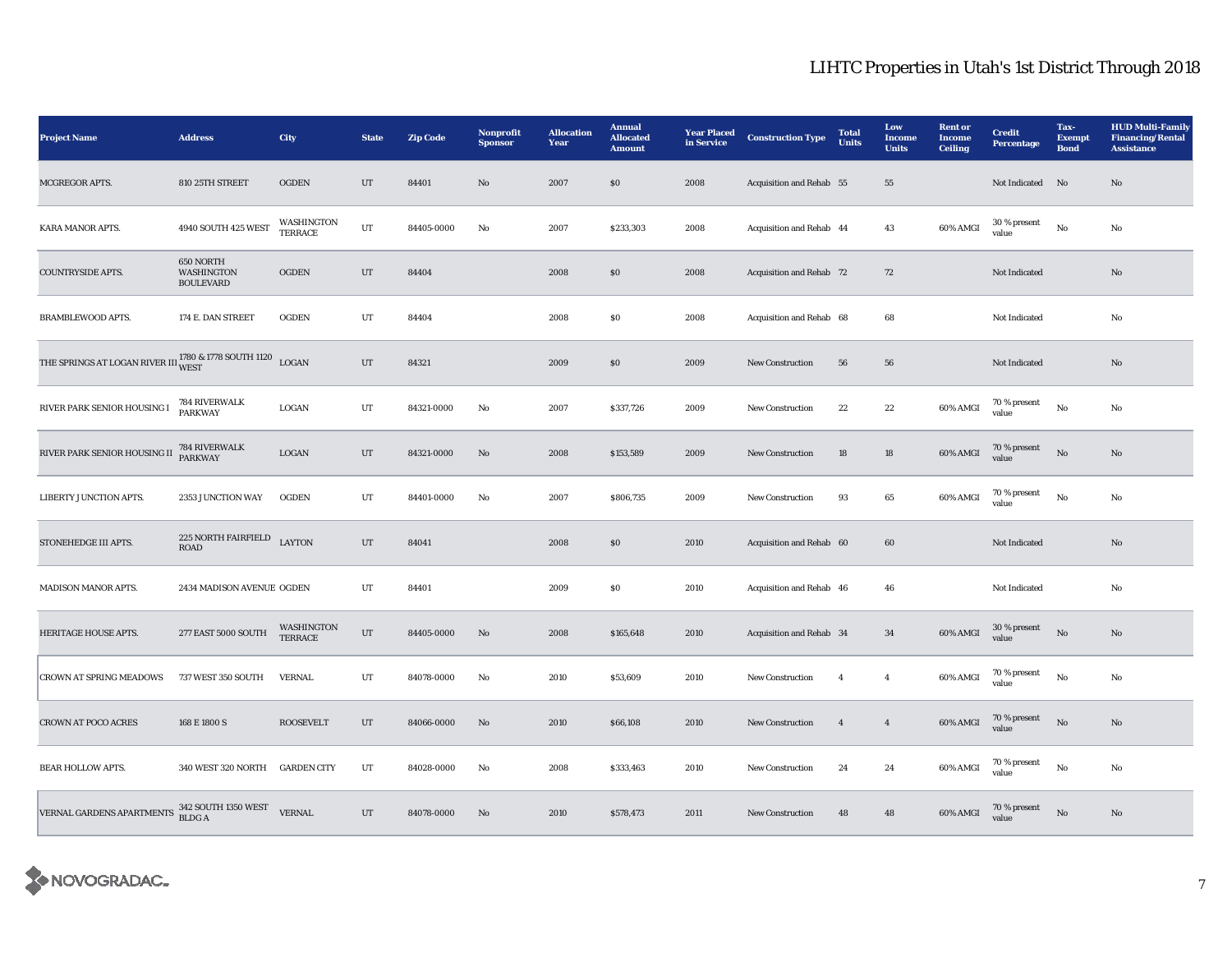# LIHTC Properties in Utah's 1st District Through 2018

| Project Name | Address | City | State | Zip Code | Nonprofit Sponsor | Allocation Year | Annual Allocated Amount | Year Placed in Service | Construction Type | Total Units | Low Income Units | Rent or Income Ceiling | Credit Percentage | Tax-Exempt Bond | HUD Multi-Family Financing/Rental Assistance |
|---|---|---|---|---|---|---|---|---|---|---|---|---|---|---|---|
| MCGREGOR APTS. | 810 25TH STREET | OGDEN | UT | 84401 | No | 2007 | $0 | 2008 | Acquisition and Rehab | 55 | 55 | | Not Indicated | No | No |
| KARA MANOR APTS. | 4940 SOUTH 425 WEST | WASHINGTON TERRACE | UT | 84405-0000 | No | 2007 | $233,303 | 2008 | Acquisition and Rehab | 44 | 43 | 60% AMGI | 30 % present value | No | No |
| COUNTRYSIDE APTS. | 650 NORTH WASHINGTON BOULEVARD | OGDEN | UT | 84404 | | 2008 | $0 | 2008 | Acquisition and Rehab | 72 | 72 | | Not Indicated | | No |
| BRAMBLEWOOD APTS. | 174 E. DAN STREET | OGDEN | UT | 84404 | | 2008 | $0 | 2008 | Acquisition and Rehab | 68 | 68 | | Not Indicated | | No |
| THE SPRINGS AT LOGAN RIVER III | 1780 & 1778 SOUTH 1120 WEST | LOGAN | UT | 84321 | | 2009 | $0 | 2009 | New Construction | 56 | 56 | | Not Indicated | | No |
| RIVER PARK SENIOR HOUSING I | 784 RIVERWALK PARKWAY | LOGAN | UT | 84321-0000 | No | 2007 | $337,726 | 2009 | New Construction | 22 | 22 | 60% AMGI | 70 % present value | No | No |
| RIVER PARK SENIOR HOUSING II | 784 RIVERWALK PARKWAY | LOGAN | UT | 84321-0000 | No | 2008 | $153,589 | 2009 | New Construction | 18 | 18 | 60% AMGI | 70 % present value | No | No |
| LIBERTY JUNCTION APTS. | 2353 JUNCTION WAY | OGDEN | UT | 84401-0000 | No | 2007 | $806,735 | 2009 | New Construction | 93 | 65 | 60% AMGI | 70 % present value | No | No |
| STONEHEDGE III APTS. | 225 NORTH FAIRFIELD ROAD | LAYTON | UT | 84041 | | 2008 | $0 | 2010 | Acquisition and Rehab | 60 | 60 | | Not Indicated | | No |
| MADISON MANOR APTS. | 2434 MADISON AVENUE | OGDEN | UT | 84401 | | 2009 | $0 | 2010 | Acquisition and Rehab | 46 | 46 | | Not Indicated | | No |
| HERITAGE HOUSE APTS. | 277 EAST 5000 SOUTH | WASHINGTON TERRACE | UT | 84405-0000 | No | 2008 | $165,648 | 2010 | Acquisition and Rehab | 34 | 34 | 60% AMGI | 30 % present value | No | No |
| CROWN AT SPRING MEADOWS | 737 WEST 350 SOUTH | VERNAL | UT | 84078-0000 | No | 2010 | $53,609 | 2010 | New Construction | 4 | 4 | 60% AMGI | 70 % present value | No | No |
| CROWN AT POCO ACRES | 168 E 1800 S | ROOSEVELT | UT | 84066-0000 | No | 2010 | $66,108 | 2010 | New Construction | 4 | 4 | 60% AMGI | 70 % present value | No | No |
| BEAR HOLLOW APTS. | 340 WEST 320 NORTH | GARDEN CITY | UT | 84028-0000 | No | 2008 | $333,463 | 2010 | New Construction | 24 | 24 | 60% AMGI | 70 % present value | No | No |
| VERNAL GARDENS APARTMENTS | 342 SOUTH 1350 WEST BLDG A | VERNAL | UT | 84078-0000 | No | 2010 | $578,473 | 2011 | New Construction | 48 | 48 | 60% AMGI | 70 % present value | No | No |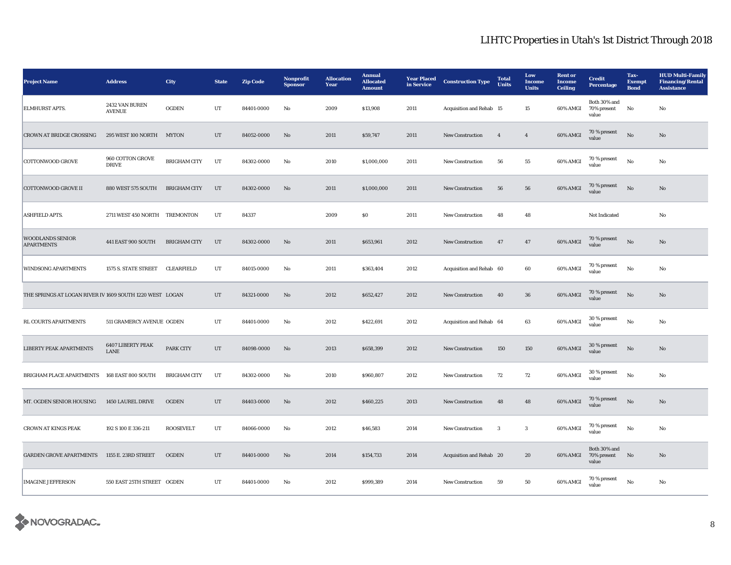# LIHTC Properties in Utah's 1st District Through 2018

| Project Name | Address | City | State | Zip Code | Nonprofit Sponsor | Allocation Year | Annual Allocated Amount | Year Placed in Service | Construction Type | Total Units | Low Income Units | Rent or Income Ceiling | Credit Percentage | Tax-Exempt Bond | HUD Multi-Family Financing/Rental Assistance |
|---|---|---|---|---|---|---|---|---|---|---|---|---|---|---|---|
| ELMHURST APTS. | 2432 VAN BUREN AVENUE | OGDEN | UT | 84401-0000 | No | 2009 | $13,908 | 2011 | Acquisition and Rehab | 15 | 15 | 60% AMGI | Both 30% and 70% present value | No | No |
| CROWN AT BRIDGE CROSSING | 295 WEST 100 NORTH | MYTON | UT | 84052-0000 | No | 2011 | $59,747 | 2011 | New Construction | 4 | 4 | 60% AMGI | 70 % present value | No | No |
| COTTONWOOD GROVE | 960 COTTON GROVE DRIVE | BRIGHAM CITY | UT | 84302-0000 | No | 2010 | $1,000,000 | 2011 | New Construction | 56 | 55 | 60% AMGI | 70 % present value | No | No |
| COTTONWOOD GROVE II | 880 WEST 575 SOUTH | BRIGHAM CITY | UT | 84302-0000 | No | 2011 | $1,000,000 | 2011 | New Construction | 56 | 56 | 60% AMGI | 70 % present value | No | No |
| ASHFIELD APTS. | 2711 WEST 450 NORTH | TREMONTON | UT | 84337 | | 2009 | $0 | 2011 | New Construction | 48 | 48 | | Not Indicated | | No |
| WOODLANDS SENIOR APARTMENTS | 441 EAST 900 SOUTH | BRIGHAM CITY | UT | 84302-0000 | No | 2011 | $653,961 | 2012 | New Construction | 47 | 47 | 60% AMGI | 70 % present value | No | No |
| WINDSONG APARTMENTS | 1575 S. STATE STREET | CLEARFIELD | UT | 84015-0000 | No | 2011 | $363,404 | 2012 | Acquisition and Rehab | 60 | 60 | 60% AMGI | 70 % present value | No | No |
| THE SPRINGS AT LOGAN RIVER IV | 1609 SOUTH 1220 WEST | LOGAN | UT | 84321-0000 | No | 2012 | $652,427 | 2012 | New Construction | 40 | 36 | 60% AMGI | 70 % present value | No | No |
| RL COURTS APARTMENTS | 511 GRAMERCY AVENUE | OGDEN | UT | 84401-0000 | No | 2012 | $422,691 | 2012 | Acquisition and Rehab | 64 | 63 | 60% AMGI | 30 % present value | No | No |
| LIBERTY PEAK APARTMENTS | 6407 LIBERTY PEAK LANE | PARK CITY | UT | 84098-0000 | No | 2013 | $658,399 | 2012 | New Construction | 150 | 150 | 60% AMGI | 30 % present value | No | No |
| BRIGHAM PLACE APARTMENTS | 168 EAST 800 SOUTH | BRIGHAM CITY | UT | 84302-0000 | No | 2010 | $960,807 | 2012 | New Construction | 72 | 72 | 60% AMGI | 30 % present value | No | No |
| MT. OGDEN SENIOR HOUSING | 1450 LAUREL DRIVE | OGDEN | UT | 84403-0000 | No | 2012 | $460,225 | 2013 | New Construction | 48 | 48 | 60% AMGI | 70 % present value | No | No |
| CROWN AT KINGS PEAK | 192 S 100 E 336-211 | ROOSEVELT | UT | 84066-0000 | No | 2012 | $46,583 | 2014 | New Construction | 3 | 3 | 60% AMGI | 70 % present value | No | No |
| GARDEN GROVE APARTMENTS | 1155 E. 23RD STREET | OGDEN | UT | 84401-0000 | No | 2014 | $154,733 | 2014 | Acquisition and Rehab | 20 | 20 | 60% AMGI | Both 30% and 70% present value | No | No |
| IMAGINE JEFFERSON | 550 EAST 25TH STREET | OGDEN | UT | 84401-0000 | No | 2012 | $999,389 | 2014 | New Construction | 59 | 50 | 60% AMGI | 70 % present value | No | No |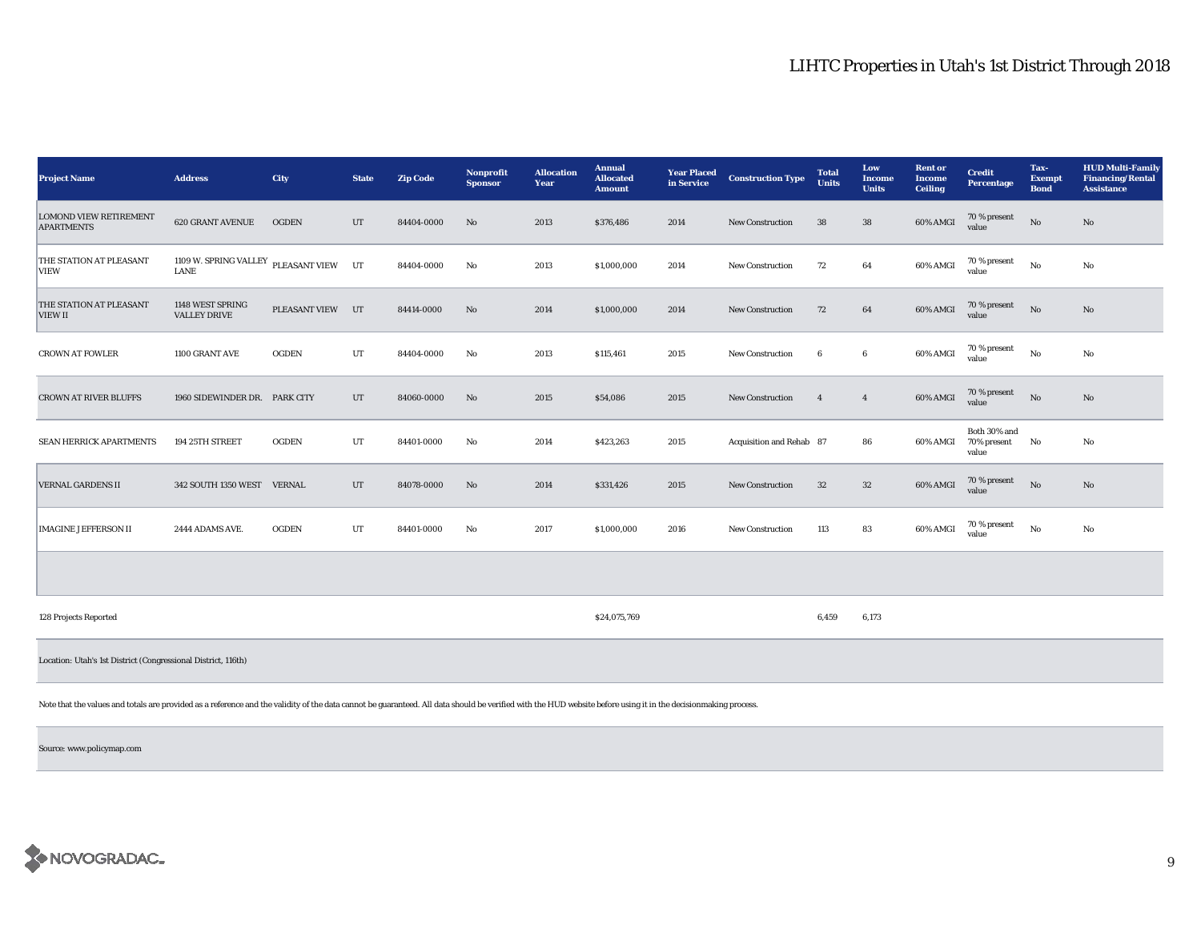# LIHTC Properties in Utah's 1st District Through 2018

| Project Name | Address | City | State | Zip Code | Nonprofit Sponsor | Allocation Year | Annual Allocated Amount | Year Placed in Service | Construction Type | Total Units | Low Income Units | Rent or Income Ceiling | Credit Percentage | Tax-Exempt Bond | HUD Multi-Family Financing/Rental Assistance |
|---|---|---|---|---|---|---|---|---|---|---|---|---|---|---|---|
| LOMOND VIEW RETIREMENT APARTMENTS | 620 GRANT AVENUE | OGDEN | UT | 84404-0000 | No | 2013 | $376,486 | 2014 | New Construction | 38 | 38 | 60% AMGI | 70 % present value | No | No |
| THE STATION AT PLEASANT VIEW | 1109 W. SPRING VALLEY LANE | PLEASANT VIEW | UT | 84404-0000 | No | 2013 | $1,000,000 | 2014 | New Construction | 72 | 64 | 60% AMGI | 70 % present value | No | No |
| THE STATION AT PLEASANT VIEW II | 1148 WEST SPRING VALLEY DRIVE | PLEASANT VIEW | UT | 84414-0000 | No | 2014 | $1,000,000 | 2014 | New Construction | 72 | 64 | 60% AMGI | 70 % present value | No | No |
| CROWN AT FOWLER | 1100 GRANT AVE | OGDEN | UT | 84404-0000 | No | 2013 | $115,461 | 2015 | New Construction | 6 | 6 | 60% AMGI | 70 % present value | No | No |
| CROWN AT RIVER BLUFFS | 1960 SIDEWINDER DR. | PARK CITY | UT | 84060-0000 | No | 2015 | $54,086 | 2015 | New Construction | 4 | 4 | 60% AMGI | 70 % present value | No | No |
| SEAN HERRICK APARTMENTS | 194 25TH STREET | OGDEN | UT | 84401-0000 | No | 2014 | $423,263 | 2015 | Acquisition and Rehab | 87 | 86 | 60% AMGI | Both 30% and 70% present value | No | No |
| VERNAL GARDENS II | 342 SOUTH 1350 WEST | VERNAL | UT | 84078-0000 | No | 2014 | $331,426 | 2015 | New Construction | 32 | 32 | 60% AMGI | 70 % present value | No | No |
| IMAGINE JEFFERSON II | 2444 ADAMS AVE. | OGDEN | UT | 84401-0000 | No | 2017 | $1,000,000 | 2016 | New Construction | 113 | 83 | 60% AMGI | 70 % present value | No | No |
| | | | | | | | | | | | | | | | |
| 128 Projects Reported | | | | | | | $24,075,769 | | | 6,459 | 6,173 | | | | |

Location: Utah's 1st District (Congressional District, 116th)

Note that the values and totals are provided as a reference and the validity of the data cannot be guaranteed. All data should be verified with the HUD website before using it in the decisionmaking process.

Source: www.policymap.com

NOVOGRADAC